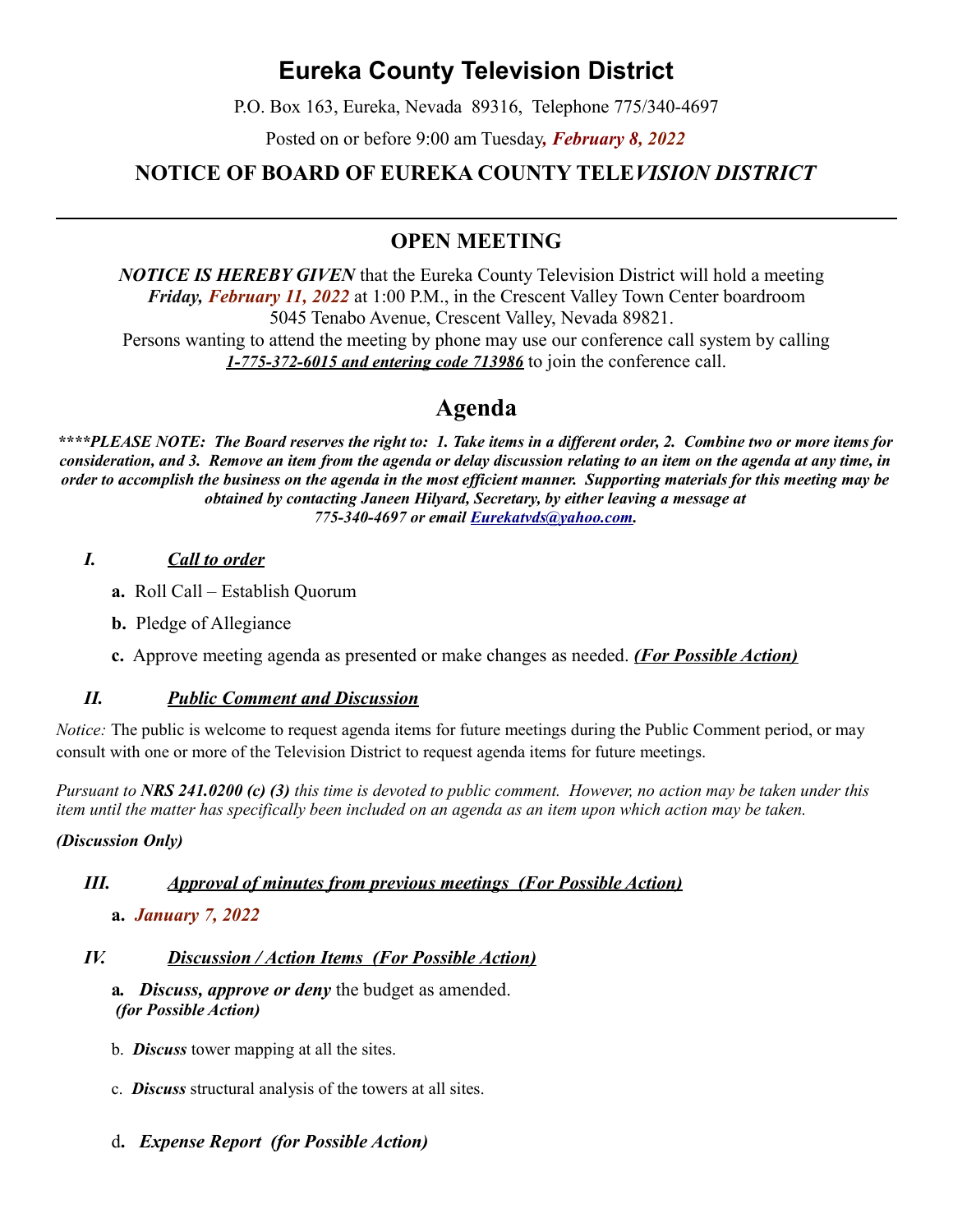# Eureka County Television District

P.O. Box 163, Eureka, Nevada 89316, Telephone 775/340-4697

Posted on or before 9:00 am Tuesday, ***February 8, 2022***

## NOTICE OF BOARD OF EUREKA COUNTY TELE*VISION DISTRICT*

---

## OPEN MEETING

***NOTICE IS HEREBY GIVEN*** that the Eureka County Television District will hold a meeting ***Friday, February 11, 2022*** at 1:00 P.M., in the Crescent Valley Town Center boardroom 5045 Tenabo Avenue, Crescent Valley, Nevada 89821.
Persons wanting to attend the meeting by phone may use our conference call system by calling ***1-775-372-6015 and entering code 713986*** to join the conference call.

# Agenda

***\*\*\*\*PLEASE NOTE: The Board reserves the right to: 1. Take items in a different order, 2. Combine two or more items for consideration, and 3. Remove an item from the agenda or delay discussion relating to an item on the agenda at any time, in order to accomplish the business on the agenda in the most efficient manner. Supporting materials for this meeting may be obtained by contacting Janeen Hilyard, Secretary, by either leaving a message at 775-340-4697 or email Eurekatvds@yahoo.com.***

### *I. Call to order*

**a.** Roll Call – Establish Quorum

**b.** Pledge of Allegiance

**c.** Approve meeting agenda as presented or make changes as needed. ***(For Possible Action)***

### *II. Public Comment and Discussion*

*Notice:* The public is welcome to request agenda items for future meetings during the Public Comment period, or may consult with one or more of the Television District to request agenda items for future meetings.

*Pursuant to **NRS 241.0200 (c) (3)** this time is devoted to public comment. However, no action may be taken under this item until the matter has specifically been included on an agenda as an item upon which action may be taken.*

***(Discussion Only)***

### *III. Approval of minutes from previous meetings (For Possible Action)*

**a.** ***January 7, 2022***

### *IV. Discussion / Action Items (For Possible Action)*

**a.** ***Discuss, approve or deny*** the budget as amended.
***(for Possible Action)***

b. ***Discuss*** tower mapping at all the sites.

c. ***Discuss*** structural analysis of the towers at all sites.

d. ***Expense Report (for Possible Action)***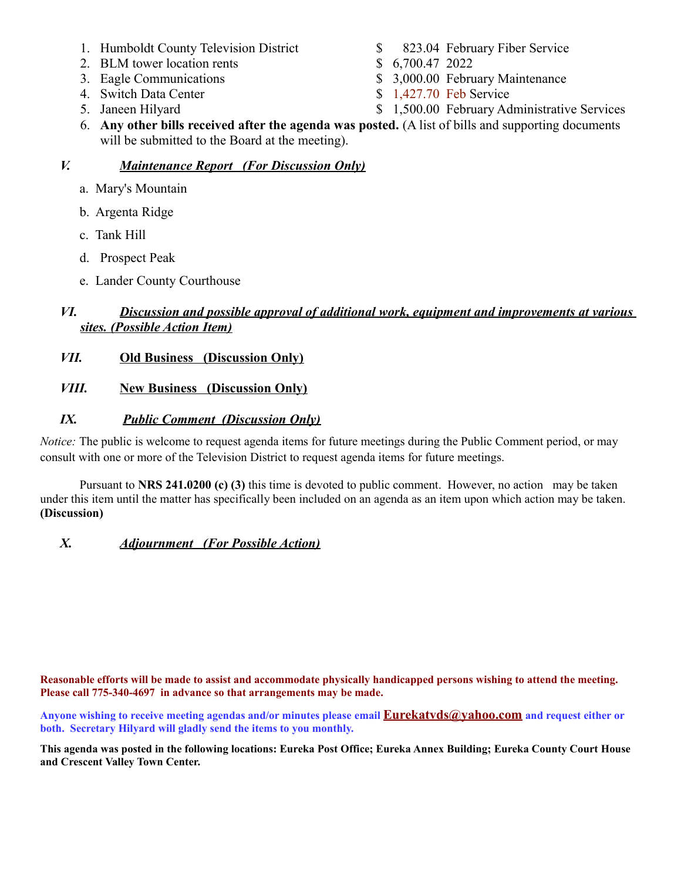1. Humboldt County Television District $ 823.04 February Fiber Service
2. BLM tower location rents $ 6,700.47 2022
3. Eagle Communications $ 3,000.00 February Maintenance
4. Switch Data Center $ 1,427.70 Feb Service
5. Janeen Hilyard $ 1,500.00 February Administrative Services
6. **Any other bills received after the agenda was posted.** (A list of bills and supporting documents will be submitted to the Board at the meeting).

## *V. Maintenance Report (For Discussion Only)*

a. Mary's Mountain

b. Argenta Ridge

c. Tank Hill

d. Prospect Peak

e. Lander County Courthouse

## *VI. Discussion and possible approval of additional work, equipment and improvements at various sites. (Possible Action Item)*

## *VII.* Old Business (Discussion Only)

## *VIII.* New Business (Discussion Only)

## *IX. Public Comment (Discussion Only)*

*Notice:* The public is welcome to request agenda items for future meetings during the Public Comment period, or may consult with one or more of the Television District to request agenda items for future meetings.

Pursuant to **NRS 241.0200 (c) (3)** this time is devoted to public comment. However, no action may be taken under this item until the matter has specifically been included on an agenda as an item upon which action may be taken. **(Discussion)**

## *X. Adjournment (For Possible Action)*

**Reasonable efforts will be made to assist and accommodate physically handicapped persons wishing to attend the meeting. Please call 775-340-4697 in advance so that arrangements may be made.**

**Anyone wishing to receive meeting agendas and/or minutes please email Eurekatvds@yahoo.com and request either or both. Secretary Hilyard will gladly send the items to you monthly.**

**This agenda was posted in the following locations: Eureka Post Office; Eureka Annex Building; Eureka County Court House and Crescent Valley Town Center.**